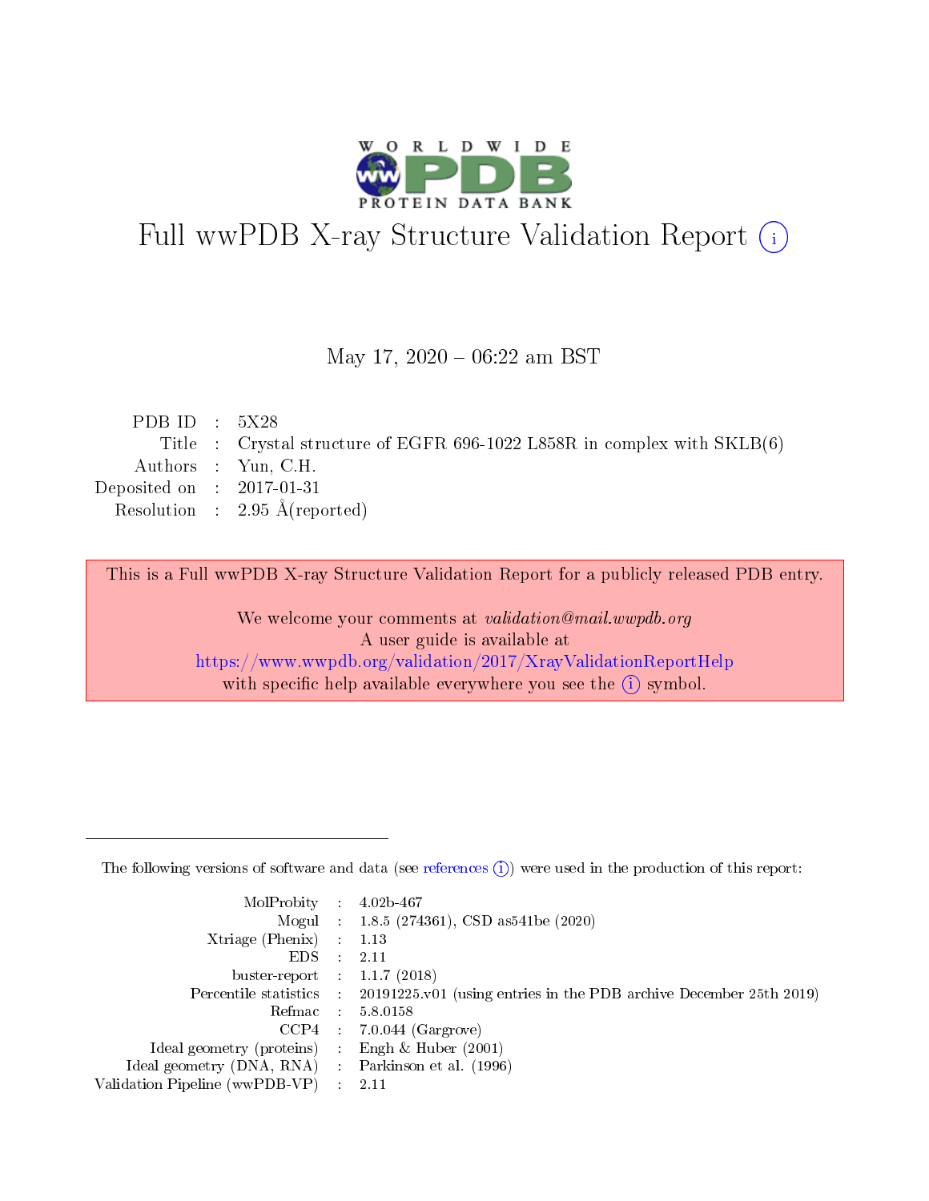# Full wwPDB X-ray Structure Validation Report (i)

May 17, 2020 – 06:22 am BST

| | | |
|---|---|---|
| PDB ID | : | 5X28 |
| Title | : | Crystal structure of EGFR 696-1022 L858R in complex with SKLB(6) |
| Authors | : | Yun, C.H. |
| Deposited on | : | 2017-01-31 |
| Resolution | : | 2.95 Å(reported) |

This is a Full wwPDB X-ray Structure Validation Report for a publicly released PDB entry.

We welcome your comments at *validation@mail.wwpdb.org*
A user guide is available at
https://www.wwpdb.org/validation/2017/XrayValidationReportHelp
with specific help available everywhere you see the (i) symbol.

---

The following versions of software and data (see references (i)) were used in the production of this report:

| | | |
|---|---|---|
| MolProbity | : | 4.02b-467 |
| Mogul | : | 1.8.5 (274361), CSD as541be (2020) |
| Xtriage (Phenix) | : | 1.13 |
| EDS | : | 2.11 |
| buster-report | : | 1.1.7 (2018) |
| Percentile statistics | : | 20191225.v01 (using entries in the PDB archive December 25th 2019) |
| Refmac | : | 5.8.0158 |
| CCP4 | : | 7.0.044 (Gargrove) |
| Ideal geometry (proteins) | : | Engh & Huber (2001) |
| Ideal geometry (DNA, RNA) | : | Parkinson et al. (1996) |
| Validation Pipeline (wwPDB-VP) | : | 2.11 |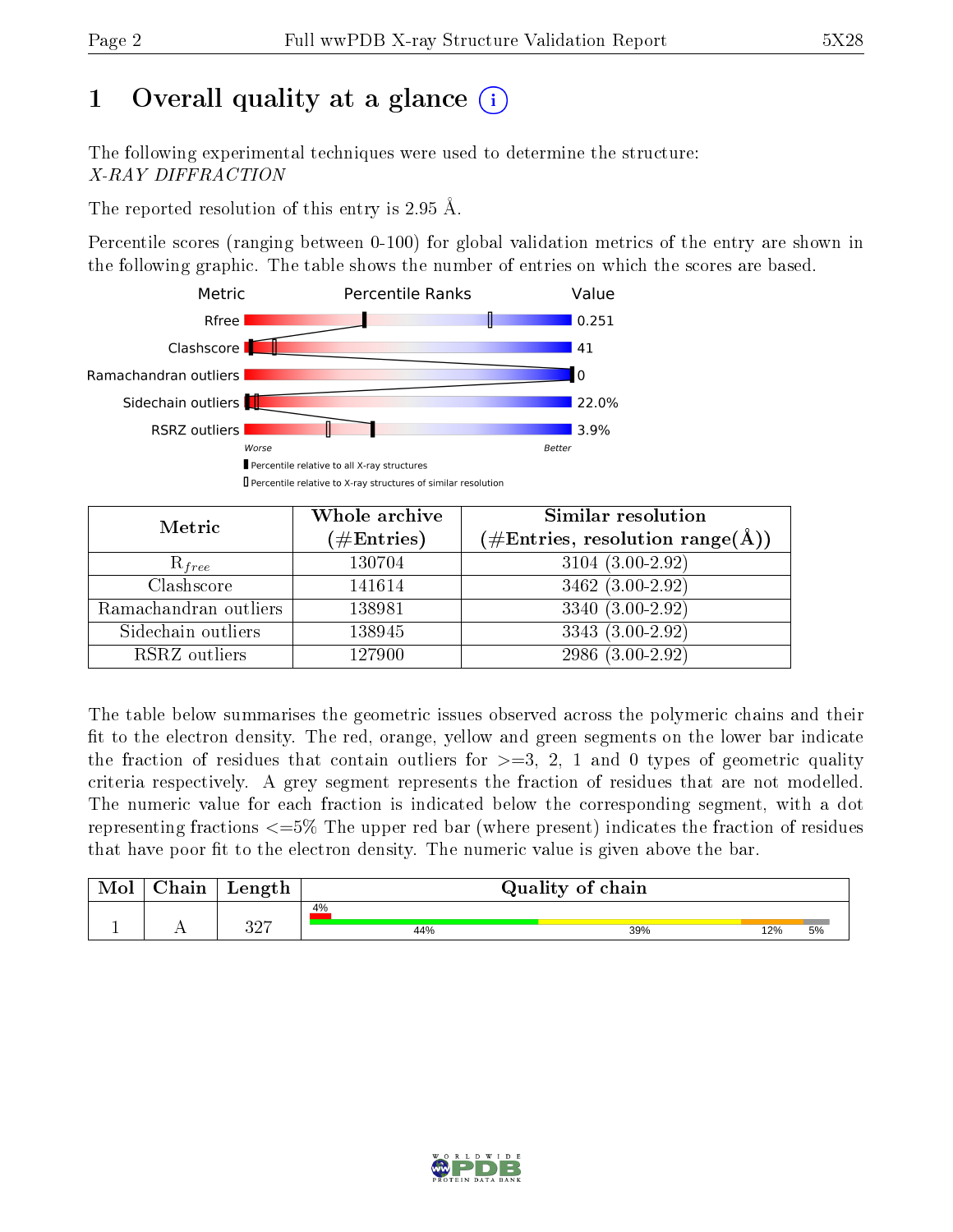# 1 Overall quality at a glance (i)

The following experimental techniques were used to determine the structure:
*X-RAY DIFFRACTION*

The reported resolution of this entry is 2.95 Å.

Percentile scores (ranging between 0-100) for global validation metrics of the entry are shown in the following graphic. The table shows the number of entries on which the scores are based.

| Metric | Value |
|---|---|
| Rfree | 0.251 |
| Clashscore | 41 |
| Ramachandran outliers | 0 |
| Sidechain outliers | 22.0% |
| RSRZ outliers | 3.9% |

Worse — Better

▮ Percentile relative to all X-ray structures
▯ Percentile relative to X-ray structures of similar resolution

| Metric | Whole archive (#Entries) | Similar resolution (#Entries, resolution range(Å)) |
|---|---|---|
| $R_{free}$ | 130704 | 3104 (3.00-2.92) |
| Clashscore | 141614 | 3462 (3.00-2.92) |
| Ramachandran outliers | 138981 | 3340 (3.00-2.92) |
| Sidechain outliers | 138945 | 3343 (3.00-2.92) |
| RSRZ outliers | 127900 | 2986 (3.00-2.92) |

The table below summarises the geometric issues observed across the polymeric chains and their fit to the electron density. The red, orange, yellow and green segments on the lower bar indicate the fraction of residues that contain outliers for >=3, 2, 1 and 0 types of geometric quality criteria respectively. A grey segment represents the fraction of residues that are not modelled. The numeric value for each fraction is indicated below the corresponding segment, with a dot representing fractions <=5% The upper red bar (where present) indicates the fraction of residues that have poor fit to the electron density. The numeric value is given above the bar.

| Mol | Chain | Length | Quality of chain |
|---|---|---|---|
| 1 | A | 327 | 4% (poor fit); 44% green, 39% yellow, 12% orange, 5% grey |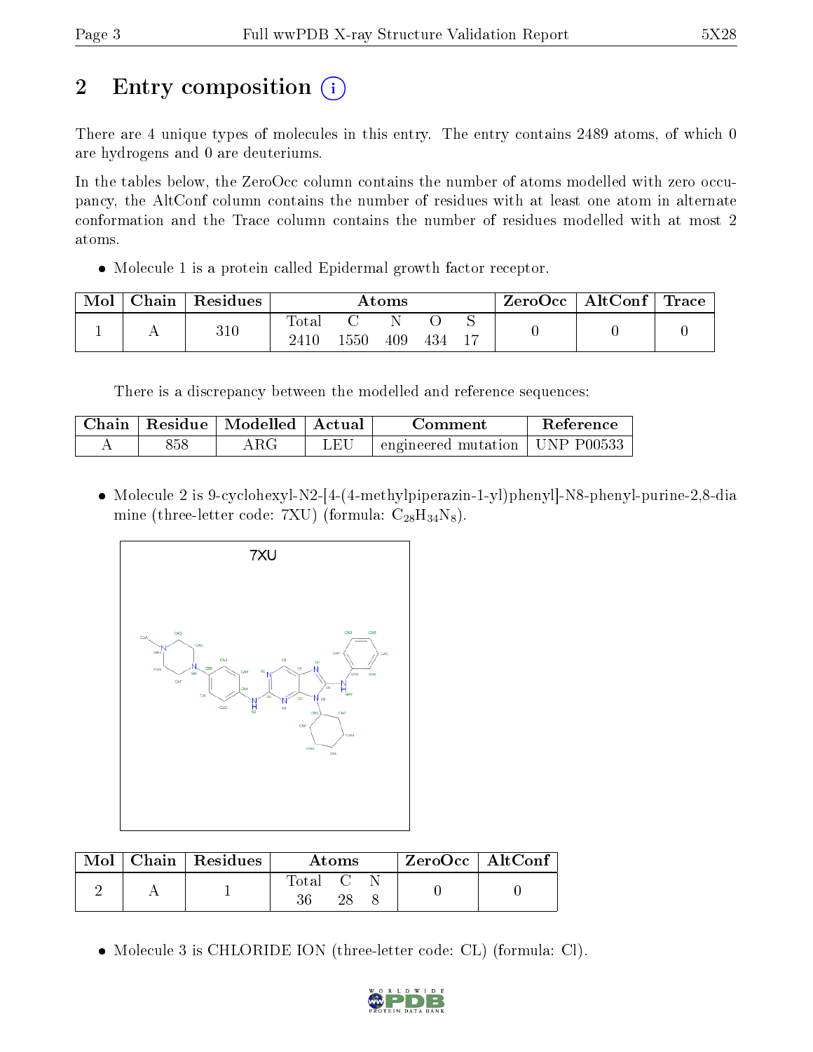# 2 Entry composition (i)

There are 4 unique types of molecules in this entry. The entry contains 2489 atoms, of which 0 are hydrogens and 0 are deuteriums.

In the tables below, the ZeroOcc column contains the number of atoms modelled with zero occupancy, the AltConf column contains the number of residues with at least one atom in alternate conformation and the Trace column contains the number of residues modelled with at most 2 atoms.

- Molecule 1 is a protein called Epidermal growth factor receptor.

| Mol | Chain | Residues | Atoms | | | | | ZeroOcc | AltConf | Trace |
|---|---|---|---|---|---|---|---|---|---|---|
| 1 | A | 310 | Total 2410 | C 1550 | N 409 | O 434 | S 17 | 0 | 0 | 0 |

There is a discrepancy between the modelled and reference sequences:

| Chain | Residue | Modelled | Actual | Comment | Reference |
|---|---|---|---|---|---|
| A | 858 | ARG | LEU | engineered mutation | UNP P00533 |

- Molecule 2 is 9-cyclohexyl-N2-[4-(4-methylpiperazin-1-yl)phenyl]-N8-phenyl-purine-2,8-diamine (three-letter code: 7XU) (formula: $C_{28}H_{34}N_8$).

| Mol | Chain | Residues | Atoms | | | ZeroOcc | AltConf |
|---|---|---|---|---|---|---|---|
| 2 | A | 1 | Total 36 | C 28 | N 8 | 0 | 0 |

- Molecule 3 is CHLORIDE ION (three-letter code: CL) (formula: Cl).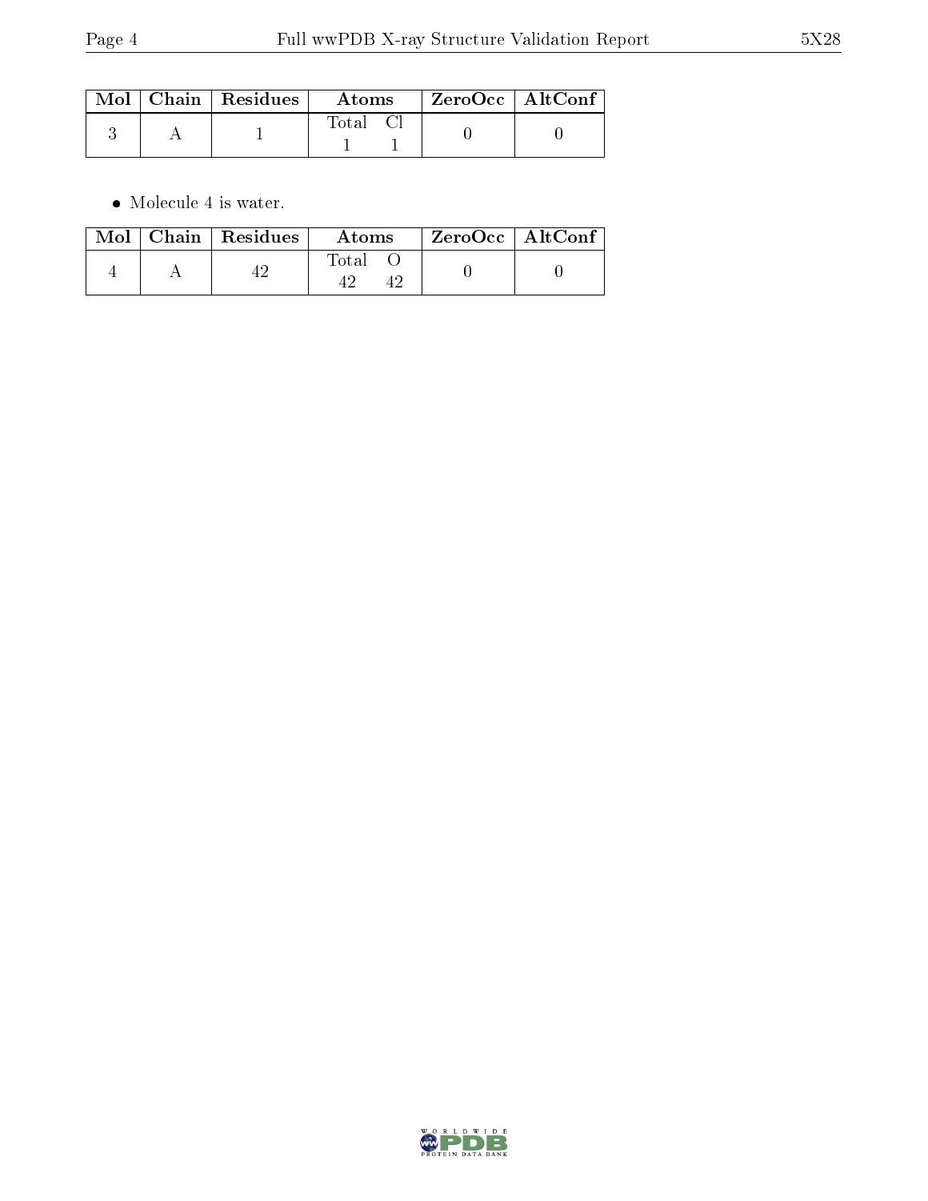| Mol | Chain | Residues | Atoms | | ZeroOcc | AltConf |
|---|---|---|---|---|---|---|
| | | | Total | Cl | | |
| 3 | A | 1 | 1 | 1 | 0 | 0 |

- Molecule 4 is water.

| Mol | Chain | Residues | Atoms | | ZeroOcc | AltConf |
|---|---|---|---|---|---|---|
| | | | Total | O | | |
| 4 | A | 42 | 42 | 42 | 0 | 0 |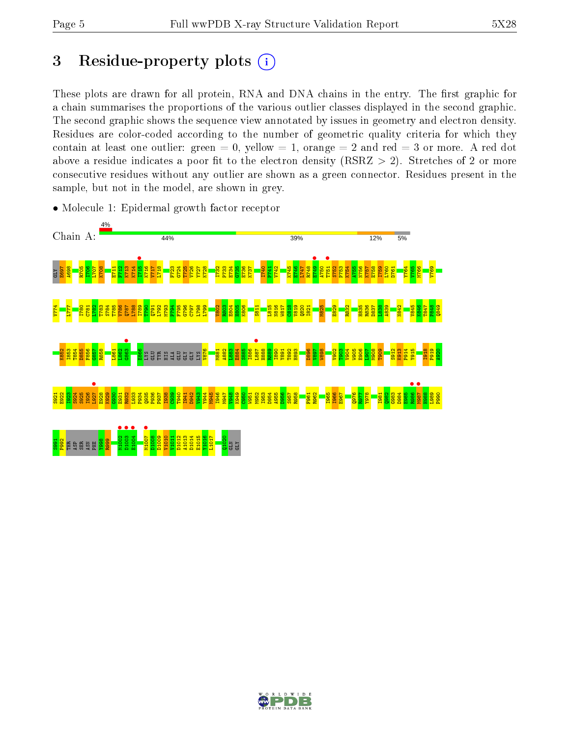# 3 Residue-property plots

These plots are drawn for all protein, RNA and DNA chains in the entry. The first graphic for a chain summarises the proportions of the various outlier classes displayed in the second graphic. The second graphic shows the sequence view annotated by issues in geometry and electron density. Residues are color-coded according to the number of geometric quality criteria for which they contain at least one outlier: green = 0, yellow = 1, orange = 2 and red = 3 or more. A red dot above a residue indicates a poor fit to the electron density (RSRZ > 2). Stretches of 2 or more consecutive residues without any outlier are shown as a green connector. Residues present in the sample, but not in the model, are shown in grey.

- Molecule 1: Epidermal growth factor receptor

Chain A: 4% | 44% | 39% | 12% | 5%

GLY E697 A698 R705 I706 L707 K708 E711 F712 K713 K714 I715 K716 V717 L718 F723 G724 T725 V726 Y727 K728 I732 P733 E734 G735 E736 K737 I740 P741 V742 K745 E746 L747 R748 E749 A750 T751 S752 P753 K754 A755 N756 K757 E758 I759 L760 D761 V764 V765 M766 V769 V774 L777 I780 C781 L782 T783 S784 T785 V786 Q787 L788 I789 T790 Q791 L792 M793 P794 F795 G796 C797 L798 L799 V802 R803 E804 H805 K806 S811 L815 N816 W817 C818 V819 Q820 I821 M825 E829 R832 H835 R836 D837 L838 A839 N842 V845 K846 T847 P848 Q849 K852 I853 T854 D855 F856 G857 R858 L861 L862 G863 E866 LYS GLU TYR HIS ALA GLU GLY GLY LYS V876 M881 A882 L883 E884 S885 I886 L887 H888 R889 I890 Y891 T892 H893 D896 V897 W898 V902 T903 V904 W905 E906 L907 M908 T909 S912 K913 P914 Y915 I918 P919 A920 S921 E922 I923 S924 S925 I926 L927 E928 K929 G930 E931 R932 L933 P934 Q935 P936 P937 I938 C939 T940 I941 D942 V943 Y944 M945 I946 M947 V948 K949 C950 W951 M952 I953 D954 A955 D956 S957 R958 F961 R962 I965 I966 E967 Q976 R977 Y978 I981 Q982 G983 D984 E985 R986 M987 H988 L989 P990 S991 P992 THR ASP SER ASN PHE Y998 R999 M1002 D1003 E1004 M1007 D1008 D1009 V1010 V1011 D1012 A1013 D1014 E1015 Y1016 L1017 Q1020 GLN GLY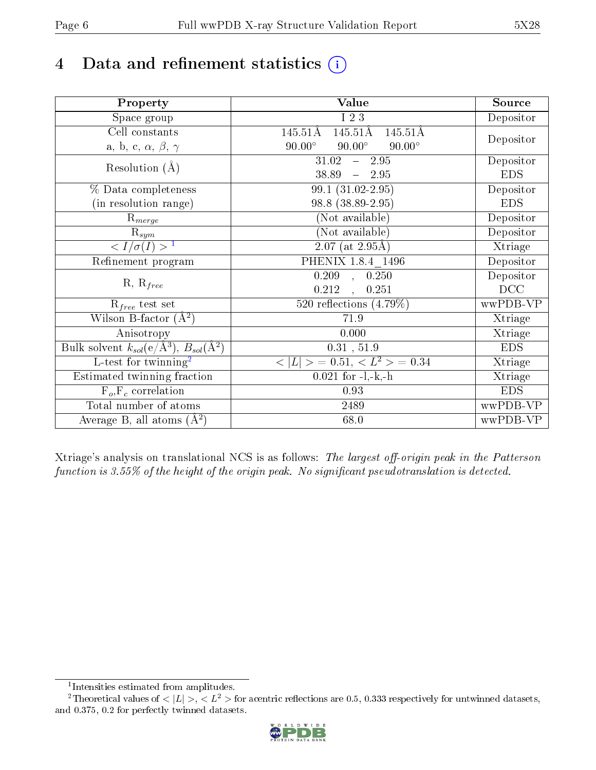# 4 Data and refinement statistics (i)

| Property | Value | Source |
|---|---|---|
| Space group | I 2 3 | Depositor |
| Cell constants<br>a, b, c, $\alpha$, $\beta$, $\gamma$ | 145.51Å 145.51Å 145.51Å<br>90.00° 90.00° 90.00° | Depositor |
| Resolution (Å) | 31.02 – 2.95<br>38.89 – 2.95 | Depositor<br>EDS |
| % Data completeness<br>(in resolution range) | 99.1 (31.02-2.95)<br>98.8 (38.89-2.95) | Depositor<br>EDS |
| $R_{merge}$ | (Not available) | Depositor |
| $R_{sym}$ | (Not available) | Depositor |
| $< I/\sigma(I) >$ [1] | 2.07 (at 2.95Å) | Xtriage |
| Refinement program | PHENIX 1.8.4_1496 | Depositor |
| R, $R_{free}$ | 0.209 , 0.250<br>0.212 , 0.251 | Depositor<br>DCC |
| $R_{free}$ test set | 520 reflections (4.79%) | wwPDB-VP |
| Wilson B-factor (Å$^2$) | 71.9 | Xtriage |
| Anisotropy | 0.000 | Xtriage |
| Bulk solvent $k_{sol}$(e/Å$^3$), $B_{sol}$(Å$^2$) | 0.31 , 51.9 | EDS |
| L-test for twinning[2] | $< \|L\| > = 0.51$, $< L^2 > = 0.34$ | Xtriage |
| Estimated twinning fraction | 0.021 for -l,-k,-h | Xtriage |
| $F_o$,$F_c$ correlation | 0.93 | EDS |
| Total number of atoms | 2489 | wwPDB-VP |
| Average B, all atoms (Å$^2$) | 68.0 | wwPDB-VP |

Xtriage's analysis on translational NCS is as follows: *The largest off-origin peak in the Patterson function is 3.55% of the height of the origin peak. No significant pseudotranslation is detected.*

[1] Intensities estimated from amplitudes.

[2] Theoretical values of $< |L| >$, $< L^2 >$ for acentric reflections are 0.5, 0.333 respectively for untwinned datasets, and 0.375, 0.2 for perfectly twinned datasets.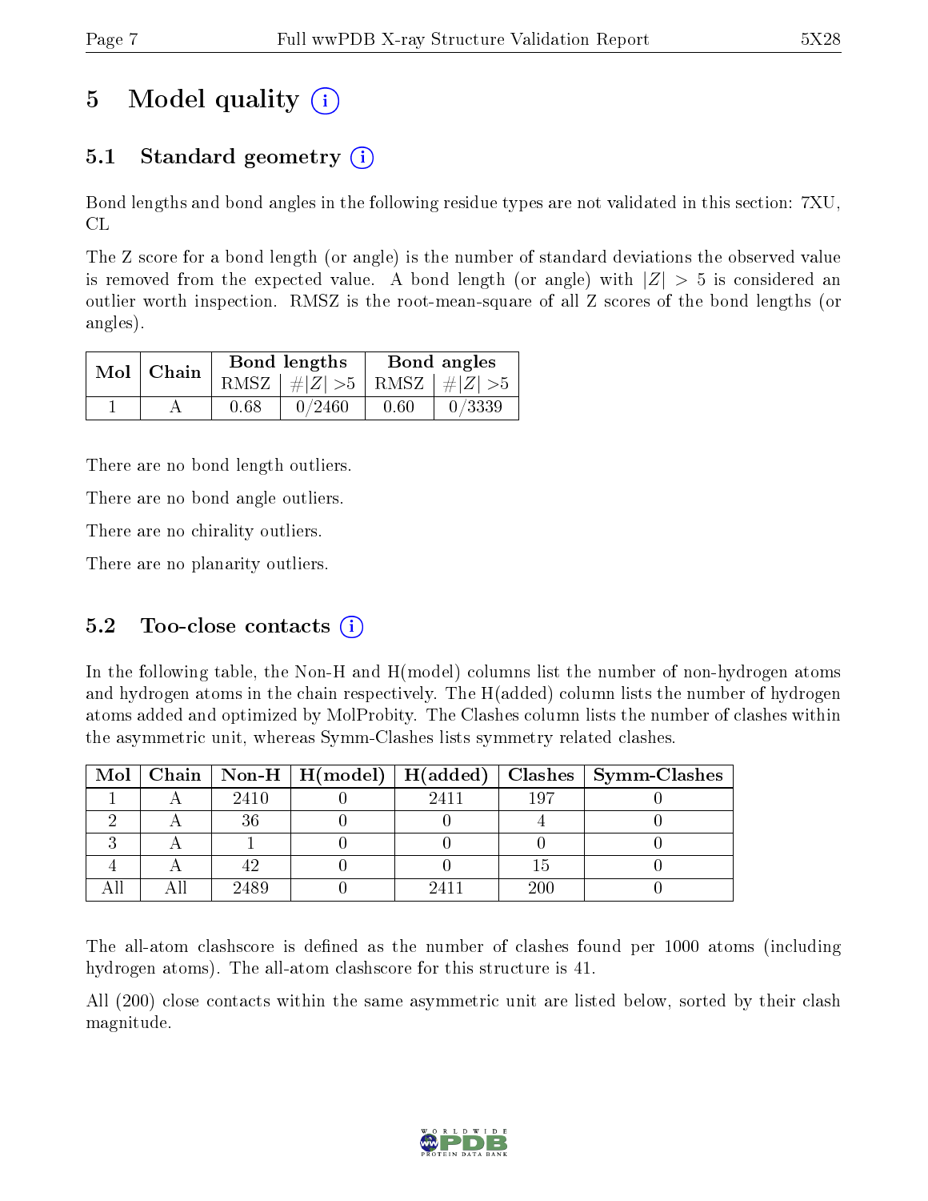# 5 Model quality

## 5.1 Standard geometry

Bond lengths and bond angles in the following residue types are not validated in this section: 7XU, CL

The Z score for a bond length (or angle) is the number of standard deviations the observed value is removed from the expected value. A bond length (or angle) with $|Z| > 5$ is considered an outlier worth inspection. RMSZ is the root-mean-square of all Z scores of the bond lengths (or angles).

| Mol | Chain | Bond lengths | | Bond angles | |
|---|---|---|---|---|---|
| | | RMSZ | #$\|Z\|$ >5 | RMSZ | #$\|Z\|$ >5 |
| 1 | A | 0.68 | 0/2460 | 0.60 | 0/3339 |

There are no bond length outliers.

There are no bond angle outliers.

There are no chirality outliers.

There are no planarity outliers.

## 5.2 Too-close contacts

In the following table, the Non-H and H(model) columns list the number of non-hydrogen atoms and hydrogen atoms in the chain respectively. The H(added) column lists the number of hydrogen atoms added and optimized by MolProbity. The Clashes column lists the number of clashes within the asymmetric unit, whereas Symm-Clashes lists symmetry related clashes.

| Mol | Chain | Non-H | H(model) | H(added) | Clashes | Symm-Clashes |
|---|---|---|---|---|---|---|
| 1 | A | 2410 | 0 | 2411 | 197 | 0 |
| 2 | A | 36 | 0 | 0 | 4 | 0 |
| 3 | A | 1 | 0 | 0 | 0 | 0 |
| 4 | A | 42 | 0 | 0 | 15 | 0 |
| All | All | 2489 | 0 | 2411 | 200 | 0 |

The all-atom clashscore is defined as the number of clashes found per 1000 atoms (including hydrogen atoms). The all-atom clashscore for this structure is 41.

All (200) close contacts within the same asymmetric unit are listed below, sorted by their clash magnitude.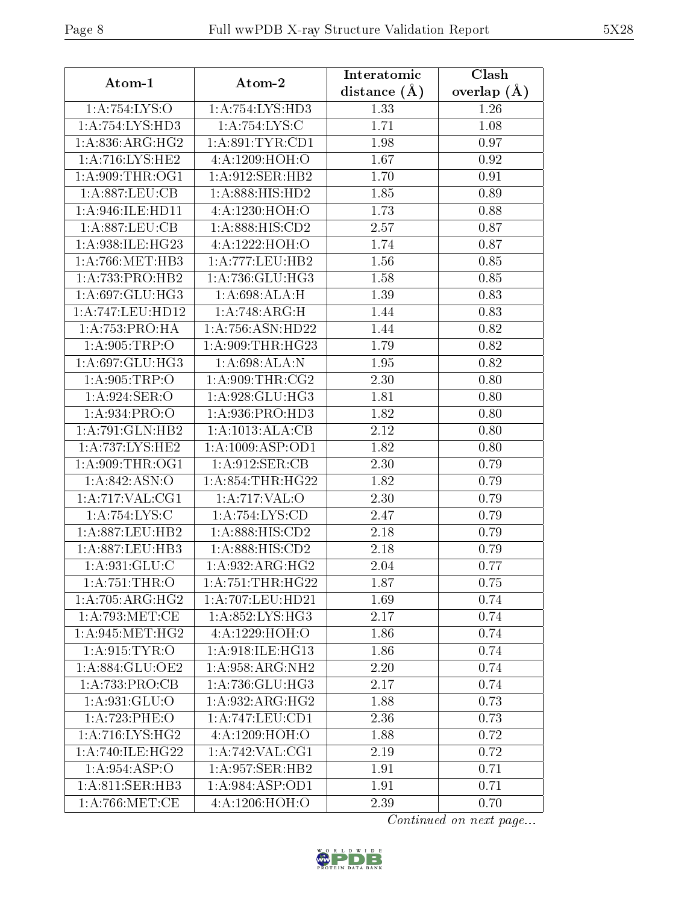| Atom-1 | Atom-2 | Interatomic distance (Å) | Clash overlap (Å) |
|---|---|---|---|
| 1:A:754:LYS:O | 1:A:754:LYS:HD3 | 1.33 | 1.26 |
| 1:A:754:LYS:HD3 | 1:A:754:LYS:C | 1.71 | 1.08 |
| 1:A:836:ARG:HG2 | 1:A:891:TYR:CD1 | 1.98 | 0.97 |
| 1:A:716:LYS:HE2 | 4:A:1209:HOH:O | 1.67 | 0.92 |
| 1:A:909:THR:OG1 | 1:A:912:SER:HB2 | 1.70 | 0.91 |
| 1:A:887:LEU:CB | 1:A:888:HIS:HD2 | 1.85 | 0.89 |
| 1:A:946:ILE:HD11 | 4:A:1230:HOH:O | 1.73 | 0.88 |
| 1:A:887:LEU:CB | 1:A:888:HIS:CD2 | 2.57 | 0.87 |
| 1:A:938:ILE:HG23 | 4:A:1222:HOH:O | 1.74 | 0.87 |
| 1:A:766:MET:HB3 | 1:A:777:LEU:HB2 | 1.56 | 0.85 |
| 1:A:733:PRO:HB2 | 1:A:736:GLU:HG3 | 1.58 | 0.85 |
| 1:A:697:GLU:HG3 | 1:A:698:ALA:H | 1.39 | 0.83 |
| 1:A:747:LEU:HD12 | 1:A:748:ARG:H | 1.44 | 0.83 |
| 1:A:753:PRO:HA | 1:A:756:ASN:HD22 | 1.44 | 0.82 |
| 1:A:905:TRP:O | 1:A:909:THR:HG23 | 1.79 | 0.82 |
| 1:A:697:GLU:HG3 | 1:A:698:ALA:N | 1.95 | 0.82 |
| 1:A:905:TRP:O | 1:A:909:THR:CG2 | 2.30 | 0.80 |
| 1:A:924:SER:O | 1:A:928:GLU:HG3 | 1.81 | 0.80 |
| 1:A:934:PRO:O | 1:A:936:PRO:HD3 | 1.82 | 0.80 |
| 1:A:791:GLN:HB2 | 1:A:1013:ALA:CB | 2.12 | 0.80 |
| 1:A:737:LYS:HE2 | 1:A:1009:ASP:OD1 | 1.82 | 0.80 |
| 1:A:909:THR:OG1 | 1:A:912:SER:CB | 2.30 | 0.79 |
| 1:A:842:ASN:O | 1:A:854:THR:HG22 | 1.82 | 0.79 |
| 1:A:717:VAL:CG1 | 1:A:717:VAL:O | 2.30 | 0.79 |
| 1:A:754:LYS:C | 1:A:754:LYS:CD | 2.47 | 0.79 |
| 1:A:887:LEU:HB2 | 1:A:888:HIS:CD2 | 2.18 | 0.79 |
| 1:A:887:LEU:HB3 | 1:A:888:HIS:CD2 | 2.18 | 0.79 |
| 1:A:931:GLU:C | 1:A:932:ARG:HG2 | 2.04 | 0.77 |
| 1:A:751:THR:O | 1:A:751:THR:HG22 | 1.87 | 0.75 |
| 1:A:705:ARG:HG2 | 1:A:707:LEU:HD21 | 1.69 | 0.74 |
| 1:A:793:MET:CE | 1:A:852:LYS:HG3 | 2.17 | 0.74 |
| 1:A:945:MET:HG2 | 4:A:1229:HOH:O | 1.86 | 0.74 |
| 1:A:915:TYR:O | 1:A:918:ILE:HG13 | 1.86 | 0.74 |
| 1:A:884:GLU:OE2 | 1:A:958:ARG:NH2 | 2.20 | 0.74 |
| 1:A:733:PRO:CB | 1:A:736:GLU:HG3 | 2.17 | 0.74 |
| 1:A:931:GLU:O | 1:A:932:ARG:HG2 | 1.88 | 0.73 |
| 1:A:723:PHE:O | 1:A:747:LEU:CD1 | 2.36 | 0.73 |
| 1:A:716:LYS:HG2 | 4:A:1209:HOH:O | 1.88 | 0.72 |
| 1:A:740:ILE:HG22 | 1:A:742:VAL:CG1 | 2.19 | 0.72 |
| 1:A:954:ASP:O | 1:A:957:SER:HB2 | 1.91 | 0.71 |
| 1:A:811:SER:HB3 | 1:A:984:ASP:OD1 | 1.91 | 0.71 |
| 1:A:766:MET:CE | 4:A:1206:HOH:O | 2.39 | 0.70 |

*Continued on next page...*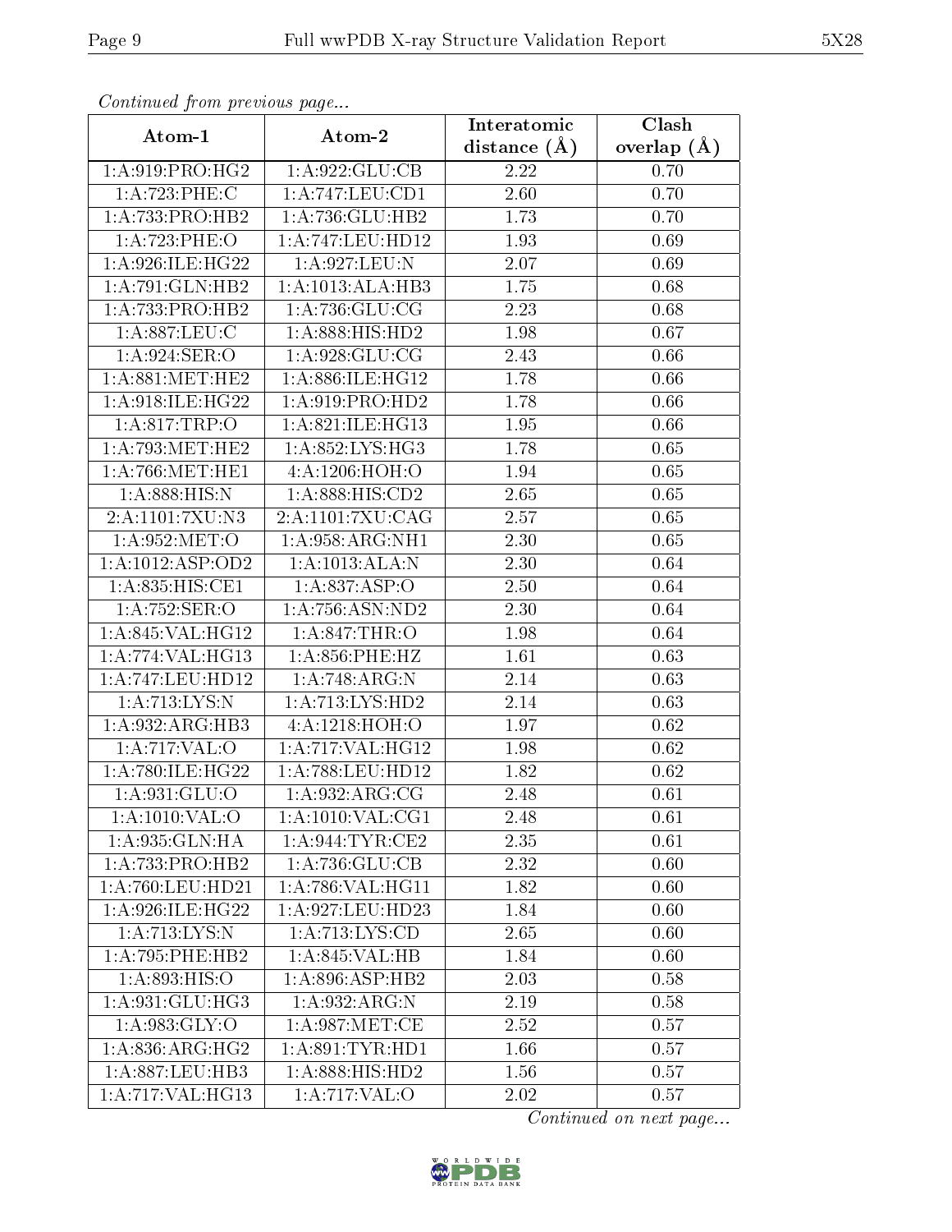*Continued from previous page...*

| Atom-1 | Atom-2 | Interatomic distance (Å) | Clash overlap (Å) |
|---|---|---|---|
| 1:A:919:PRO:HG2 | 1:A:922:GLU:CB | 2.22 | 0.70 |
| 1:A:723:PHE:C | 1:A:747:LEU:CD1 | 2.60 | 0.70 |
| 1:A:733:PRO:HB2 | 1:A:736:GLU:HB2 | 1.73 | 0.70 |
| 1:A:723:PHE:O | 1:A:747:LEU:HD12 | 1.93 | 0.69 |
| 1:A:926:ILE:HG22 | 1:A:927:LEU:N | 2.07 | 0.69 |
| 1:A:791:GLN:HB2 | 1:A:1013:ALA:HB3 | 1.75 | 0.68 |
| 1:A:733:PRO:HB2 | 1:A:736:GLU:CG | 2.23 | 0.68 |
| 1:A:887:LEU:C | 1:A:888:HIS:HD2 | 1.98 | 0.67 |
| 1:A:924:SER:O | 1:A:928:GLU:CG | 2.43 | 0.66 |
| 1:A:881:MET:HE2 | 1:A:886:ILE:HG12 | 1.78 | 0.66 |
| 1:A:918:ILE:HG22 | 1:A:919:PRO:HD2 | 1.78 | 0.66 |
| 1:A:817:TRP:O | 1:A:821:ILE:HG13 | 1.95 | 0.66 |
| 1:A:793:MET:HE2 | 1:A:852:LYS:HG3 | 1.78 | 0.65 |
| 1:A:766:MET:HE1 | 4:A:1206:HOH:O | 1.94 | 0.65 |
| 1:A:888:HIS:N | 1:A:888:HIS:CD2 | 2.65 | 0.65 |
| 2:A:1101:7XU:N3 | 2:A:1101:7XU:CAG | 2.57 | 0.65 |
| 1:A:952:MET:O | 1:A:958:ARG:NH1 | 2.30 | 0.65 |
| 1:A:1012:ASP:OD2 | 1:A:1013:ALA:N | 2.30 | 0.64 |
| 1:A:835:HIS:CE1 | 1:A:837:ASP:O | 2.50 | 0.64 |
| 1:A:752:SER:O | 1:A:756:ASN:ND2 | 2.30 | 0.64 |
| 1:A:845:VAL:HG12 | 1:A:847:THR:O | 1.98 | 0.64 |
| 1:A:774:VAL:HG13 | 1:A:856:PHE:HZ | 1.61 | 0.63 |
| 1:A:747:LEU:HD12 | 1:A:748:ARG:N | 2.14 | 0.63 |
| 1:A:713:LYS:N | 1:A:713:LYS:HD2 | 2.14 | 0.63 |
| 1:A:932:ARG:HB3 | 4:A:1218:HOH:O | 1.97 | 0.62 |
| 1:A:717:VAL:O | 1:A:717:VAL:HG12 | 1.98 | 0.62 |
| 1:A:780:ILE:HG22 | 1:A:788:LEU:HD12 | 1.82 | 0.62 |
| 1:A:931:GLU:O | 1:A:932:ARG:CG | 2.48 | 0.61 |
| 1:A:1010:VAL:O | 1:A:1010:VAL:CG1 | 2.48 | 0.61 |
| 1:A:935:GLN:HA | 1:A:944:TYR:CE2 | 2.35 | 0.61 |
| 1:A:733:PRO:HB2 | 1:A:736:GLU:CB | 2.32 | 0.60 |
| 1:A:760:LEU:HD21 | 1:A:786:VAL:HG11 | 1.82 | 0.60 |
| 1:A:926:ILE:HG22 | 1:A:927:LEU:HD23 | 1.84 | 0.60 |
| 1:A:713:LYS:N | 1:A:713:LYS:CD | 2.65 | 0.60 |
| 1:A:795:PHE:HB2 | 1:A:845:VAL:HB | 1.84 | 0.60 |
| 1:A:893:HIS:O | 1:A:896:ASP:HB2 | 2.03 | 0.58 |
| 1:A:931:GLU:HG3 | 1:A:932:ARG:N | 2.19 | 0.58 |
| 1:A:983:GLY:O | 1:A:987:MET:CE | 2.52 | 0.57 |
| 1:A:836:ARG:HG2 | 1:A:891:TYR:HD1 | 1.66 | 0.57 |
| 1:A:887:LEU:HB3 | 1:A:888:HIS:HD2 | 1.56 | 0.57 |
| 1:A:717:VAL:HG13 | 1:A:717:VAL:O | 2.02 | 0.57 |

*Continued on next page...*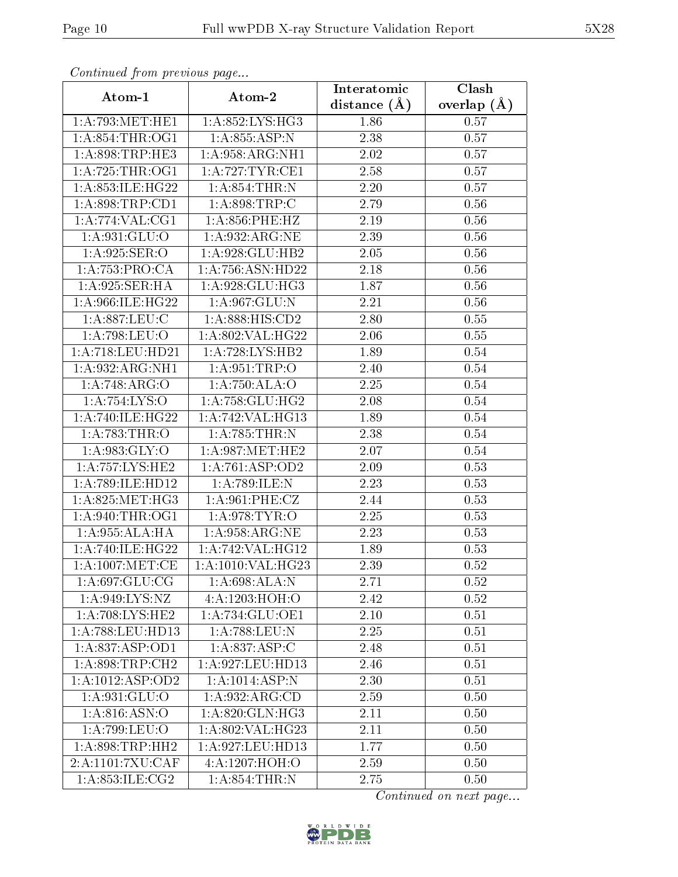*Continued from previous page...*

| Atom-1 | Atom-2 | Interatomic distance (Å) | Clash overlap (Å) |
|---|---|---|---|
| 1:A:793:MET:HE1 | 1:A:852:LYS:HG3 | 1.86 | 0.57 |
| 1:A:854:THR:OG1 | 1:A:855:ASP:N | 2.38 | 0.57 |
| 1:A:898:TRP:HE3 | 1:A:958:ARG:NH1 | 2.02 | 0.57 |
| 1:A:725:THR:OG1 | 1:A:727:TYR:CE1 | 2.58 | 0.57 |
| 1:A:853:ILE:HG22 | 1:A:854:THR:N | 2.20 | 0.57 |
| 1:A:898:TRP:CD1 | 1:A:898:TRP:C | 2.79 | 0.56 |
| 1:A:774:VAL:CG1 | 1:A:856:PHE:HZ | 2.19 | 0.56 |
| 1:A:931:GLU:O | 1:A:932:ARG:NE | 2.39 | 0.56 |
| 1:A:925:SER:O | 1:A:928:GLU:HB2 | 2.05 | 0.56 |
| 1:A:753:PRO:CA | 1:A:756:ASN:HD22 | 2.18 | 0.56 |
| 1:A:925:SER:HA | 1:A:928:GLU:HG3 | 1.87 | 0.56 |
| 1:A:966:ILE:HG22 | 1:A:967:GLU:N | 2.21 | 0.56 |
| 1:A:887:LEU:C | 1:A:888:HIS:CD2 | 2.80 | 0.55 |
| 1:A:798:LEU:O | 1:A:802:VAL:HG22 | 2.06 | 0.55 |
| 1:A:718:LEU:HD21 | 1:A:728:LYS:HB2 | 1.89 | 0.54 |
| 1:A:932:ARG:NH1 | 1:A:951:TRP:O | 2.40 | 0.54 |
| 1:A:748:ARG:O | 1:A:750:ALA:O | 2.25 | 0.54 |
| 1:A:754:LYS:O | 1:A:758:GLU:HG2 | 2.08 | 0.54 |
| 1:A:740:ILE:HG22 | 1:A:742:VAL:HG13 | 1.89 | 0.54 |
| 1:A:783:THR:O | 1:A:785:THR:N | 2.38 | 0.54 |
| 1:A:983:GLY:O | 1:A:987:MET:HE2 | 2.07 | 0.54 |
| 1:A:757:LYS:HE2 | 1:A:761:ASP:OD2 | 2.09 | 0.53 |
| 1:A:789:ILE:HD12 | 1:A:789:ILE:N | 2.23 | 0.53 |
| 1:A:825:MET:HG3 | 1:A:961:PHE:CZ | 2.44 | 0.53 |
| 1:A:940:THR:OG1 | 1:A:978:TYR:O | 2.25 | 0.53 |
| 1:A:955:ALA:HA | 1:A:958:ARG:NE | 2.23 | 0.53 |
| 1:A:740:ILE:HG22 | 1:A:742:VAL:HG12 | 1.89 | 0.53 |
| 1:A:1007:MET:CE | 1:A:1010:VAL:HG23 | 2.39 | 0.52 |
| 1:A:697:GLU:CG | 1:A:698:ALA:N | 2.71 | 0.52 |
| 1:A:949:LYS:NZ | 4:A:1203:HOH:O | 2.42 | 0.52 |
| 1:A:708:LYS:HE2 | 1:A:734:GLU:OE1 | 2.10 | 0.51 |
| 1:A:788:LEU:HD13 | 1:A:788:LEU:N | 2.25 | 0.51 |
| 1:A:837:ASP:OD1 | 1:A:837:ASP:C | 2.48 | 0.51 |
| 1:A:898:TRP:CH2 | 1:A:927:LEU:HD13 | 2.46 | 0.51 |
| 1:A:1012:ASP:OD2 | 1:A:1014:ASP:N | 2.30 | 0.51 |
| 1:A:931:GLU:O | 1:A:932:ARG:CD | 2.59 | 0.50 |
| 1:A:816:ASN:O | 1:A:820:GLN:HG3 | 2.11 | 0.50 |
| 1:A:799:LEU:O | 1:A:802:VAL:HG23 | 2.11 | 0.50 |
| 1:A:898:TRP:HH2 | 1:A:927:LEU:HD13 | 1.77 | 0.50 |
| 2:A:1101:7XU:CAF | 4:A:1207:HOH:O | 2.59 | 0.50 |
| 1:A:853:ILE:CG2 | 1:A:854:THR:N | 2.75 | 0.50 |

*Continued on next page...*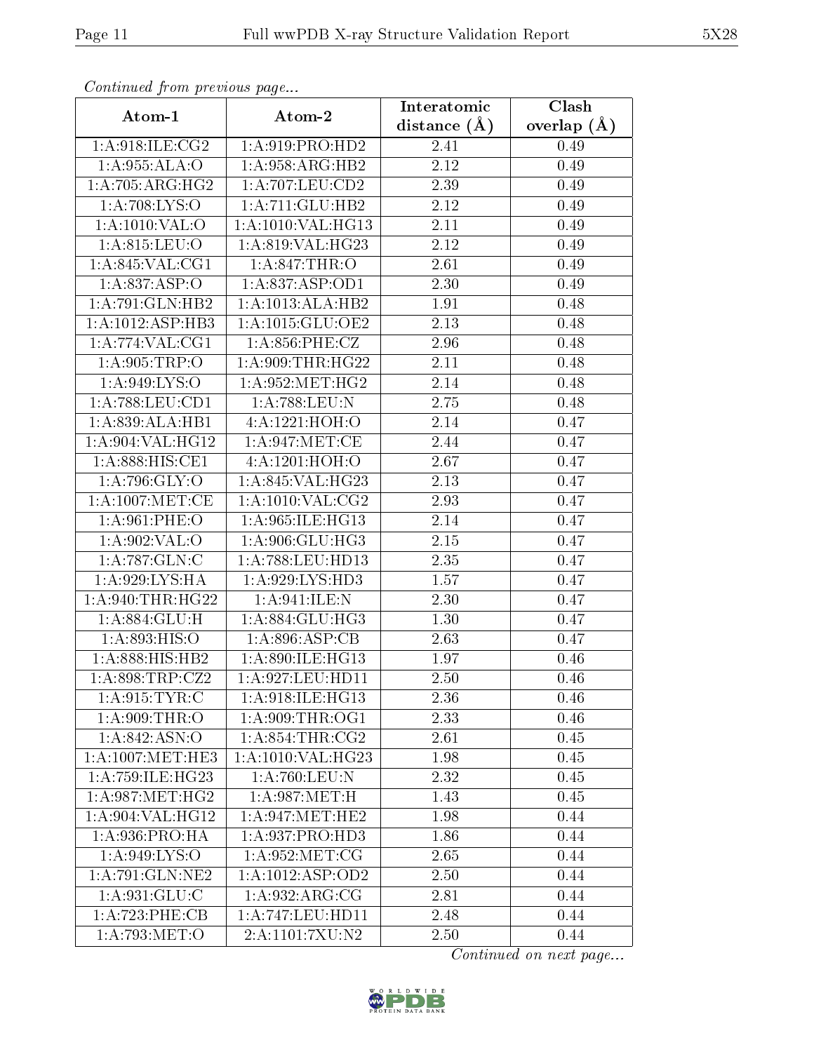*Continued from previous page...*

| Atom-1 | Atom-2 | Interatomic distance (Å) | Clash overlap (Å) |
|---|---|---|---|
| 1:A:918:ILE:CG2 | 1:A:919:PRO:HD2 | 2.41 | 0.49 |
| 1:A:955:ALA:O | 1:A:958:ARG:HB2 | 2.12 | 0.49 |
| 1:A:705:ARG:HG2 | 1:A:707:LEU:CD2 | 2.39 | 0.49 |
| 1:A:708:LYS:O | 1:A:711:GLU:HB2 | 2.12 | 0.49 |
| 1:A:1010:VAL:O | 1:A:1010:VAL:HG13 | 2.11 | 0.49 |
| 1:A:815:LEU:O | 1:A:819:VAL:HG23 | 2.12 | 0.49 |
| 1:A:845:VAL:CG1 | 1:A:847:THR:O | 2.61 | 0.49 |
| 1:A:837:ASP:O | 1:A:837:ASP:OD1 | 2.30 | 0.49 |
| 1:A:791:GLN:HB2 | 1:A:1013:ALA:HB2 | 1.91 | 0.48 |
| 1:A:1012:ASP:HB3 | 1:A:1015:GLU:OE2 | 2.13 | 0.48 |
| 1:A:774:VAL:CG1 | 1:A:856:PHE:CZ | 2.96 | 0.48 |
| 1:A:905:TRP:O | 1:A:909:THR:HG22 | 2.11 | 0.48 |
| 1:A:949:LYS:O | 1:A:952:MET:HG2 | 2.14 | 0.48 |
| 1:A:788:LEU:CD1 | 1:A:788:LEU:N | 2.75 | 0.48 |
| 1:A:839:ALA:HB1 | 4:A:1221:HOH:O | 2.14 | 0.47 |
| 1:A:904:VAL:HG12 | 1:A:947:MET:CE | 2.44 | 0.47 |
| 1:A:888:HIS:CE1 | 4:A:1201:HOH:O | 2.67 | 0.47 |
| 1:A:796:GLY:O | 1:A:845:VAL:HG23 | 2.13 | 0.47 |
| 1:A:1007:MET:CE | 1:A:1010:VAL:CG2 | 2.93 | 0.47 |
| 1:A:961:PHE:O | 1:A:965:ILE:HG13 | 2.14 | 0.47 |
| 1:A:902:VAL:O | 1:A:906:GLU:HG3 | 2.15 | 0.47 |
| 1:A:787:GLN:C | 1:A:788:LEU:HD13 | 2.35 | 0.47 |
| 1:A:929:LYS:HA | 1:A:929:LYS:HD3 | 1.57 | 0.47 |
| 1:A:940:THR:HG22 | 1:A:941:ILE:N | 2.30 | 0.47 |
| 1:A:884:GLU:H | 1:A:884:GLU:HG3 | 1.30 | 0.47 |
| 1:A:893:HIS:O | 1:A:896:ASP:CB | 2.63 | 0.47 |
| 1:A:888:HIS:HB2 | 1:A:890:ILE:HG13 | 1.97 | 0.46 |
| 1:A:898:TRP:CZ2 | 1:A:927:LEU:HD11 | 2.50 | 0.46 |
| 1:A:915:TYR:C | 1:A:918:ILE:HG13 | 2.36 | 0.46 |
| 1:A:909:THR:O | 1:A:909:THR:OG1 | 2.33 | 0.46 |
| 1:A:842:ASN:O | 1:A:854:THR:CG2 | 2.61 | 0.45 |
| 1:A:1007:MET:HE3 | 1:A:1010:VAL:HG23 | 1.98 | 0.45 |
| 1:A:759:ILE:HG23 | 1:A:760:LEU:N | 2.32 | 0.45 |
| 1:A:987:MET:HG2 | 1:A:987:MET:H | 1.43 | 0.45 |
| 1:A:904:VAL:HG12 | 1:A:947:MET:HE2 | 1.98 | 0.44 |
| 1:A:936:PRO:HA | 1:A:937:PRO:HD3 | 1.86 | 0.44 |
| 1:A:949:LYS:O | 1:A:952:MET:CG | 2.65 | 0.44 |
| 1:A:791:GLN:NE2 | 1:A:1012:ASP:OD2 | 2.50 | 0.44 |
| 1:A:931:GLU:C | 1:A:932:ARG:CG | 2.81 | 0.44 |
| 1:A:723:PHE:CB | 1:A:747:LEU:HD11 | 2.48 | 0.44 |
| 1:A:793:MET:O | 2:A:1101:7XU:N2 | 2.50 | 0.44 |

*Continued on next page...*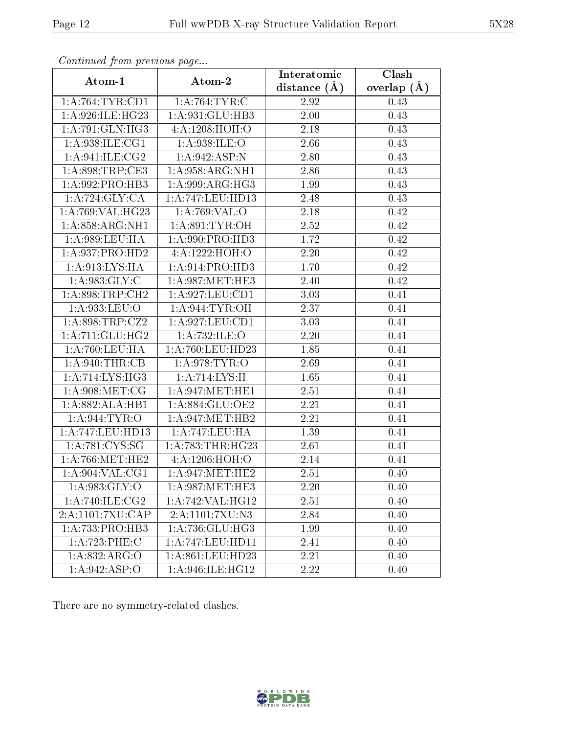*Continued from previous page...*

| Atom-1 | Atom-2 | Interatomic distance (Å) | Clash overlap (Å) |
|---|---|---|---|
| 1:A:764:TYR:CD1 | 1:A:764:TYR:C | 2.92 | 0.43 |
| 1:A:926:ILE:HG23 | 1:A:931:GLU:HB3 | 2.00 | 0.43 |
| 1:A:791:GLN:HG3 | 4:A:1208:HOH:O | 2.18 | 0.43 |
| 1:A:938:ILE:CG1 | 1:A:938:ILE:O | 2.66 | 0.43 |
| 1:A:941:ILE:CG2 | 1:A:942:ASP:N | 2.80 | 0.43 |
| 1:A:898:TRP:CE3 | 1:A:958:ARG:NH1 | 2.86 | 0.43 |
| 1:A:992:PRO:HB3 | 1:A:999:ARG:HG3 | 1.99 | 0.43 |
| 1:A:724:GLY:CA | 1:A:747:LEU:HD13 | 2.48 | 0.43 |
| 1:A:769:VAL:HG23 | 1:A:769:VAL:O | 2.18 | 0.42 |
| 1:A:858:ARG:NH1 | 1:A:891:TYR:OH | 2.52 | 0.42 |
| 1:A:989:LEU:HA | 1:A:990:PRO:HD3 | 1.72 | 0.42 |
| 1:A:937:PRO:HD2 | 4:A:1222:HOH:O | 2.20 | 0.42 |
| 1:A:913:LYS:HA | 1:A:914:PRO:HD3 | 1.70 | 0.42 |
| 1:A:983:GLY:C | 1:A:987:MET:HE3 | 2.40 | 0.42 |
| 1:A:898:TRP:CH2 | 1:A:927:LEU:CD1 | 3.03 | 0.41 |
| 1:A:933:LEU:O | 1:A:944:TYR:OH | 2.37 | 0.41 |
| 1:A:898:TRP:CZ2 | 1:A:927:LEU:CD1 | 3.03 | 0.41 |
| 1:A:711:GLU:HG2 | 1:A:732:ILE:O | 2.20 | 0.41 |
| 1:A:760:LEU:HA | 1:A:760:LEU:HD23 | 1.85 | 0.41 |
| 1:A:940:THR:CB | 1:A:978:TYR:O | 2.69 | 0.41 |
| 1:A:714:LYS:HG3 | 1:A:714:LYS:H | 1.65 | 0.41 |
| 1:A:908:MET:CG | 1:A:947:MET:HE1 | 2.51 | 0.41 |
| 1:A:882:ALA:HB1 | 1:A:884:GLU:OE2 | 2.21 | 0.41 |
| 1:A:944:TYR:O | 1:A:947:MET:HB2 | 2.21 | 0.41 |
| 1:A:747:LEU:HD13 | 1:A:747:LEU:HA | 1.39 | 0.41 |
| 1:A:781:CYS:SG | 1:A:783:THR:HG23 | 2.61 | 0.41 |
| 1:A:766:MET:HE2 | 4:A:1206:HOH:O | 2.14 | 0.41 |
| 1:A:904:VAL:CG1 | 1:A:947:MET:HE2 | 2.51 | 0.40 |
| 1:A:983:GLY:O | 1:A:987:MET:HE3 | 2.20 | 0.40 |
| 1:A:740:ILE:CG2 | 1:A:742:VAL:HG12 | 2.51 | 0.40 |
| 2:A:1101:7XU:CAP | 2:A:1101:7XU:N3 | 2.84 | 0.40 |
| 1:A:733:PRO:HB3 | 1:A:736:GLU:HG3 | 1.99 | 0.40 |
| 1:A:723:PHE:C | 1:A:747:LEU:HD11 | 2.41 | 0.40 |
| 1:A:832:ARG:O | 1:A:861:LEU:HD23 | 2.21 | 0.40 |
| 1:A:942:ASP:O | 1:A:946:ILE:HG12 | 2.22 | 0.40 |

There are no symmetry-related clashes.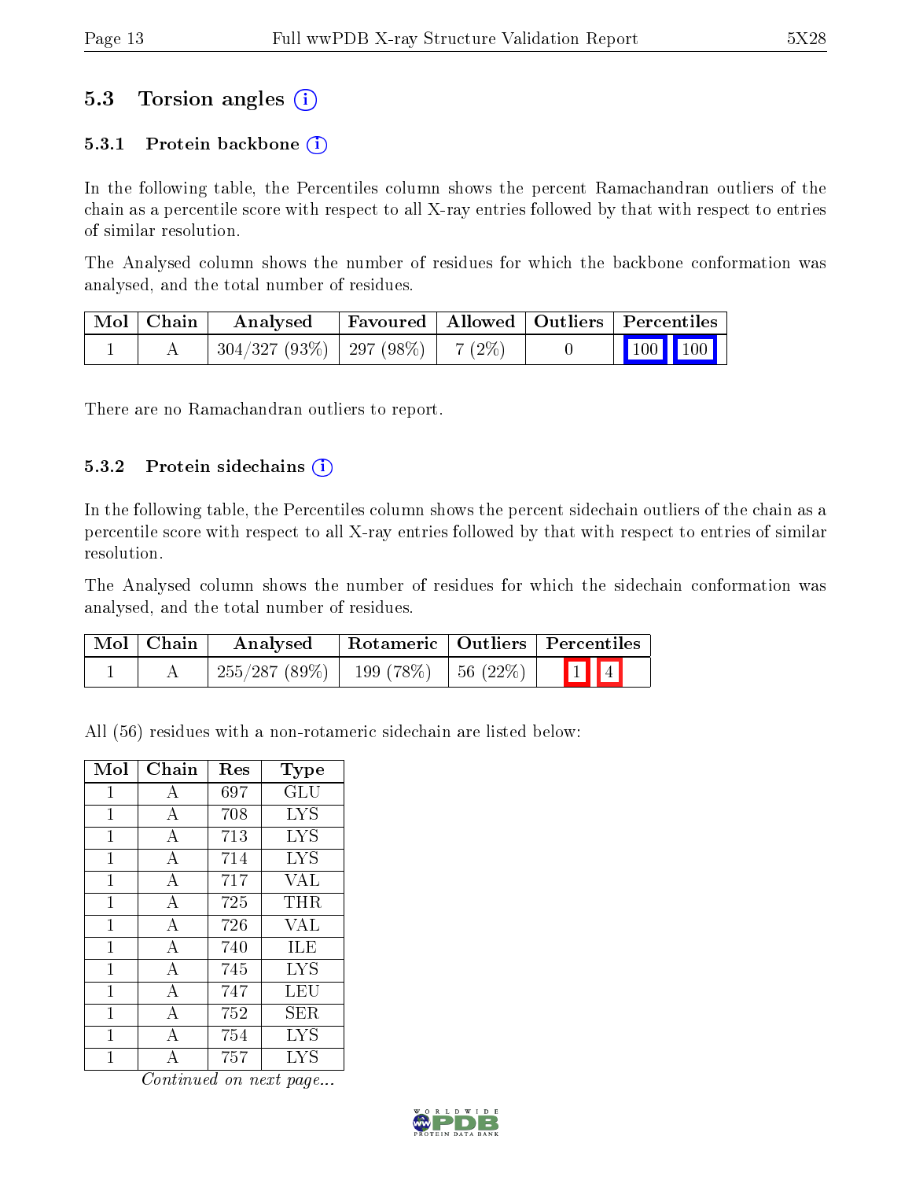## 5.3 Torsion angles (i)

### 5.3.1 Protein backbone (i)

In the following table, the Percentiles column shows the percent Ramachandran outliers of the chain as a percentile score with respect to all X-ray entries followed by that with respect to entries of similar resolution.

The Analysed column shows the number of residues for which the backbone conformation was analysed, and the total number of residues.

| Mol | Chain | Analysed | Favoured | Allowed | Outliers | Percentiles |
|---|---|---|---|---|---|---|
| 1 | A | 304/327 (93%) | 297 (98%) | 7 (2%) | 0 | 100 100 |

There are no Ramachandran outliers to report.

### 5.3.2 Protein sidechains (i)

In the following table, the Percentiles column shows the percent sidechain outliers of the chain as a percentile score with respect to all X-ray entries followed by that with respect to entries of similar resolution.

The Analysed column shows the number of residues for which the sidechain conformation was analysed, and the total number of residues.

| Mol | Chain | Analysed | Rotameric | Outliers | Percentiles |
|---|---|---|---|---|---|
| 1 | A | 255/287 (89%) | 199 (78%) | 56 (22%) | 1 4 |

All (56) residues with a non-rotameric sidechain are listed below:

| Mol | Chain | Res | Type |
|---|---|---|---|
| 1 | A | 697 | GLU |
| 1 | A | 708 | LYS |
| 1 | A | 713 | LYS |
| 1 | A | 714 | LYS |
| 1 | A | 717 | VAL |
| 1 | A | 725 | THR |
| 1 | A | 726 | VAL |
| 1 | A | 740 | ILE |
| 1 | A | 745 | LYS |
| 1 | A | 747 | LEU |
| 1 | A | 752 | SER |
| 1 | A | 754 | LYS |
| 1 | A | 757 | LYS |

*Continued on next page...*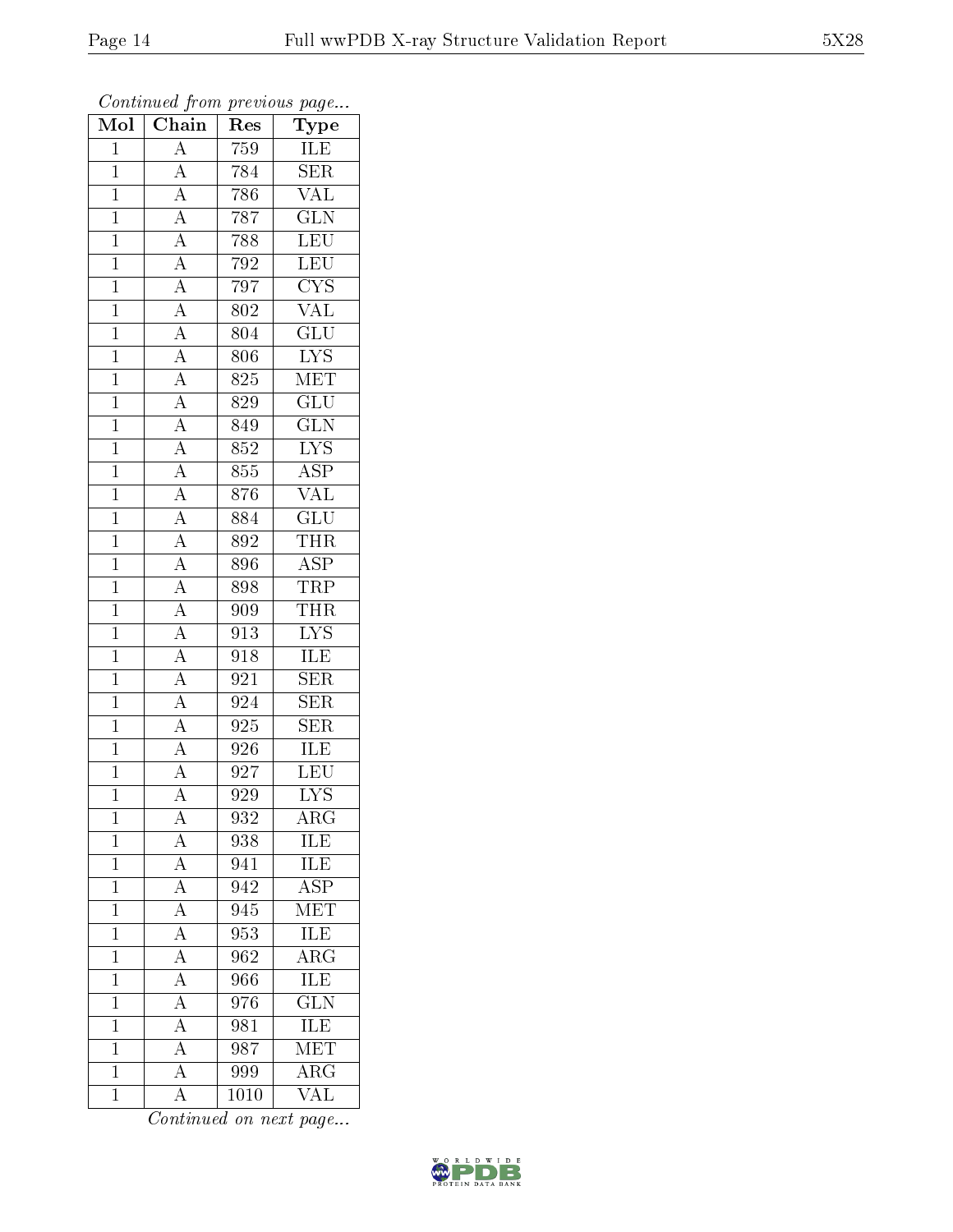*Continued from previous page...*

| Mol | Chain | Res | Type |
|---|---|---|---|
| 1 | A | 759 | ILE |
| 1 | A | 784 | SER |
| 1 | A | 786 | VAL |
| 1 | A | 787 | GLN |
| 1 | A | 788 | LEU |
| 1 | A | 792 | LEU |
| 1 | A | 797 | CYS |
| 1 | A | 802 | VAL |
| 1 | A | 804 | GLU |
| 1 | A | 806 | LYS |
| 1 | A | 825 | MET |
| 1 | A | 829 | GLU |
| 1 | A | 849 | GLN |
| 1 | A | 852 | LYS |
| 1 | A | 855 | ASP |
| 1 | A | 876 | VAL |
| 1 | A | 884 | GLU |
| 1 | A | 892 | THR |
| 1 | A | 896 | ASP |
| 1 | A | 898 | TRP |
| 1 | A | 909 | THR |
| 1 | A | 913 | LYS |
| 1 | A | 918 | ILE |
| 1 | A | 921 | SER |
| 1 | A | 924 | SER |
| 1 | A | 925 | SER |
| 1 | A | 926 | ILE |
| 1 | A | 927 | LEU |
| 1 | A | 929 | LYS |
| 1 | A | 932 | ARG |
| 1 | A | 938 | ILE |
| 1 | A | 941 | ILE |
| 1 | A | 942 | ASP |
| 1 | A | 945 | MET |
| 1 | A | 953 | ILE |
| 1 | A | 962 | ARG |
| 1 | A | 966 | ILE |
| 1 | A | 976 | GLN |
| 1 | A | 981 | ILE |
| 1 | A | 987 | MET |
| 1 | A | 999 | ARG |
| 1 | A | 1010 | VAL |

*Continued on next page...*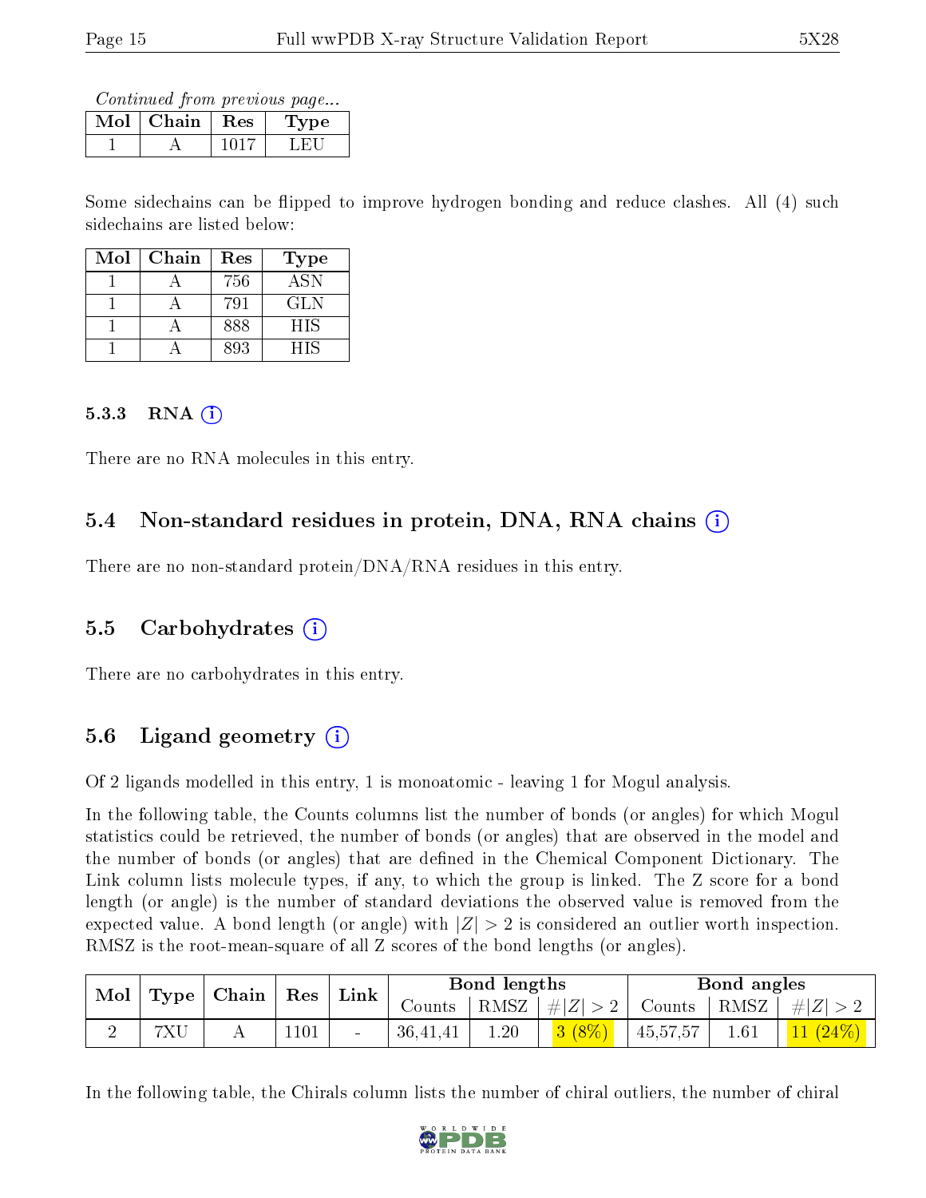*Continued from previous page...*

| Mol | Chain | Res | Type |
|---|---|---|---|
| 1 | A | 1017 | LEU |

Some sidechains can be flipped to improve hydrogen bonding and reduce clashes. All (4) such sidechains are listed below:

| Mol | Chain | Res | Type |
|---|---|---|---|
| 1 | A | 756 | ASN |
| 1 | A | 791 | GLN |
| 1 | A | 888 | HIS |
| 1 | A | 893 | HIS |

#### 5.3.3 RNA (i)

There are no RNA molecules in this entry.

### 5.4 Non-standard residues in protein, DNA, RNA chains (i)

There are no non-standard protein/DNA/RNA residues in this entry.

### 5.5 Carbohydrates (i)

There are no carbohydrates in this entry.

### 5.6 Ligand geometry (i)

Of 2 ligands modelled in this entry, 1 is monoatomic - leaving 1 for Mogul analysis.

In the following table, the Counts columns list the number of bonds (or angles) for which Mogul statistics could be retrieved, the number of bonds (or angles) that are observed in the model and the number of bonds (or angles) that are defined in the Chemical Component Dictionary. The Link column lists molecule types, if any, to which the group is linked. The Z score for a bond length (or angle) is the number of standard deviations the observed value is removed from the expected value. A bond length (or angle) with $|Z| > 2$ is considered an outlier worth inspection. RMSZ is the root-mean-square of all Z scores of the bond lengths (or angles).

| Mol | Type | Chain | Res | Link | Bond lengths | | | Bond angles | | |
|---|---|---|---|---|---|---|---|---|---|---|
| | | | | | Counts | RMSZ | $\#\|Z\| > 2$ | Counts | RMSZ | $\#\|Z\| > 2$ |
| 2 | 7XU | A | 1101 | - | 36,41,41 | 1.20 | 3 (8%) | 45,57,57 | 1.61 | 11 (24%) |

In the following table, the Chirals column lists the number of chiral outliers, the number of chiral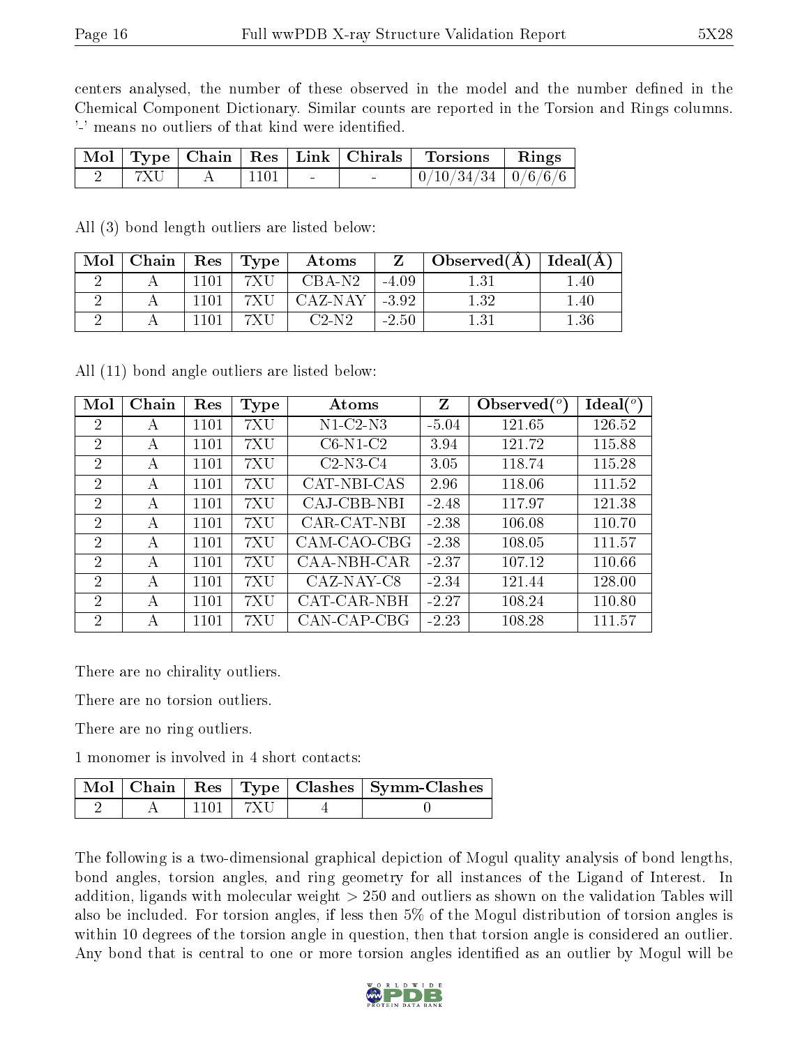centers analysed, the number of these observed in the model and the number defined in the Chemical Component Dictionary. Similar counts are reported in the Torsion and Rings columns. '-' means no outliers of that kind were identified.

| Mol | Type | Chain | Res | Link | Chirals | Torsions | Rings |
|---|---|---|---|---|---|---|---|
| 2 | 7XU | A | 1101 | - | - | 0/10/34/34 | 0/6/6/6 |

All (3) bond length outliers are listed below:

| Mol | Chain | Res | Type | Atoms | Z | Observed(Å) | Ideal(Å) |
|---|---|---|---|---|---|---|---|
| 2 | A | 1101 | 7XU | CBA-N2 | -4.09 | 1.31 | 1.40 |
| 2 | A | 1101 | 7XU | CAZ-NAY | -3.92 | 1.32 | 1.40 |
| 2 | A | 1101 | 7XU | C2-N2 | -2.50 | 1.31 | 1.36 |

All (11) bond angle outliers are listed below:

| Mol | Chain | Res | Type | Atoms | Z | Observed($^o$) | Ideal($^o$) |
|---|---|---|---|---|---|---|---|
| 2 | A | 1101 | 7XU | N1-C2-N3 | -5.04 | 121.65 | 126.52 |
| 2 | A | 1101 | 7XU | C6-N1-C2 | 3.94 | 121.72 | 115.88 |
| 2 | A | 1101 | 7XU | C2-N3-C4 | 3.05 | 118.74 | 115.28 |
| 2 | A | 1101 | 7XU | CAT-NBI-CAS | 2.96 | 118.06 | 111.52 |
| 2 | A | 1101 | 7XU | CAJ-CBB-NBI | -2.48 | 117.97 | 121.38 |
| 2 | A | 1101 | 7XU | CAR-CAT-NBI | -2.38 | 106.08 | 110.70 |
| 2 | A | 1101 | 7XU | CAM-CAO-CBG | -2.38 | 108.05 | 111.57 |
| 2 | A | 1101 | 7XU | CAA-NBH-CAR | -2.37 | 107.12 | 110.66 |
| 2 | A | 1101 | 7XU | CAZ-NAY-C8 | -2.34 | 121.44 | 128.00 |
| 2 | A | 1101 | 7XU | CAT-CAR-NBH | -2.27 | 108.24 | 110.80 |
| 2 | A | 1101 | 7XU | CAN-CAP-CBG | -2.23 | 108.28 | 111.57 |

There are no chirality outliers.

There are no torsion outliers.

There are no ring outliers.

1 monomer is involved in 4 short contacts:

| Mol | Chain | Res | Type | Clashes | Symm-Clashes |
|---|---|---|---|---|---|
| 2 | A | 1101 | 7XU | 4 | 0 |

The following is a two-dimensional graphical depiction of Mogul quality analysis of bond lengths, bond angles, torsion angles, and ring geometry for all instances of the Ligand of Interest. In addition, ligands with molecular weight > 250 and outliers as shown on the validation Tables will also be included. For torsion angles, if less then 5% of the Mogul distribution of torsion angles is within 10 degrees of the torsion angle in question, then that torsion angle is considered an outlier. Any bond that is central to one or more torsion angles identified as an outlier by Mogul will be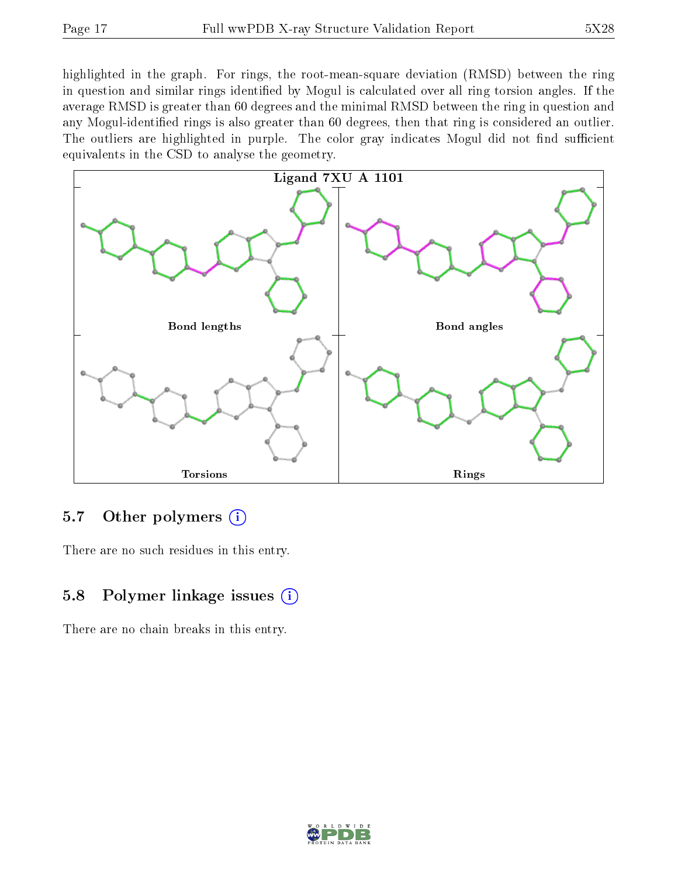highlighted in the graph. For rings, the root-mean-square deviation (RMSD) between the ring in question and similar rings identified by Mogul is calculated over all ring torsion angles. If the average RMSD is greater than 60 degrees and the minimal RMSD between the ring in question and any Mogul-identified rings is also greater than 60 degrees, then that ring is considered an outlier. The outliers are highlighted in purple. The color gray indicates Mogul did not find sufficient equivalents in the CSD to analyse the geometry.

**Ligand 7XU A 1101**

Bond lengths

Bond angles

Torsions

Rings

## 5.7 Other polymers

There are no such residues in this entry.

## 5.8 Polymer linkage issues

There are no chain breaks in this entry.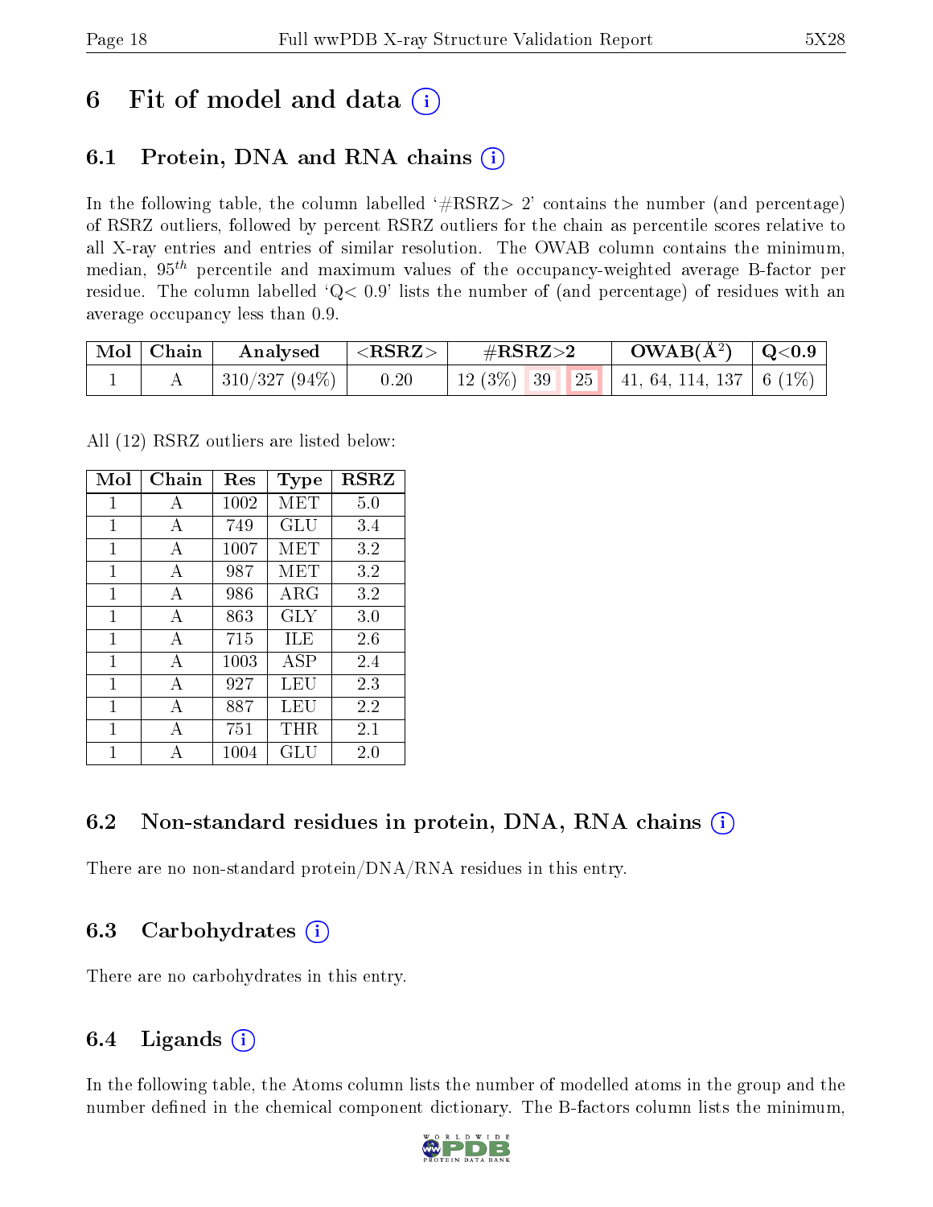# 6 Fit of model and data (i)

## 6.1 Protein, DNA and RNA chains (i)

In the following table, the column labelled '#RSRZ> 2' contains the number (and percentage) of RSRZ outliers, followed by percent RSRZ outliers for the chain as percentile scores relative to all X-ray entries and entries of similar resolution. The OWAB column contains the minimum, median, $95^{th}$ percentile and maximum values of the occupancy-weighted average B-factor per residue. The column labelled 'Q< 0.9' lists the number of (and percentage) of residues with an average occupancy less than 0.9.

| Mol | Chain | Analysed | <RSRZ> | #RSRZ>2 | | | OWAB(Å$^2$) | Q<0.9 |
|---|---|---|---|---|---|---|---|---|
| 1 | A | 310/327 (94%) | 0.20 | 12 (3%) | 39 | 25 | 41, 64, 114, 137 | 6 (1%) |

All (12) RSRZ outliers are listed below:

| Mol | Chain | Res | Type | RSRZ |
|---|---|---|---|---|
| 1 | A | 1002 | MET | 5.0 |
| 1 | A | 749 | GLU | 3.4 |
| 1 | A | 1007 | MET | 3.2 |
| 1 | A | 987 | MET | 3.2 |
| 1 | A | 986 | ARG | 3.2 |
| 1 | A | 863 | GLY | 3.0 |
| 1 | A | 715 | ILE | 2.6 |
| 1 | A | 1003 | ASP | 2.4 |
| 1 | A | 927 | LEU | 2.3 |
| 1 | A | 887 | LEU | 2.2 |
| 1 | A | 751 | THR | 2.1 |
| 1 | A | 1004 | GLU | 2.0 |

## 6.2 Non-standard residues in protein, DNA, RNA chains (i)

There are no non-standard protein/DNA/RNA residues in this entry.

## 6.3 Carbohydrates (i)

There are no carbohydrates in this entry.

## 6.4 Ligands (i)

In the following table, the Atoms column lists the number of modelled atoms in the group and the number defined in the chemical component dictionary. The B-factors column lists the minimum,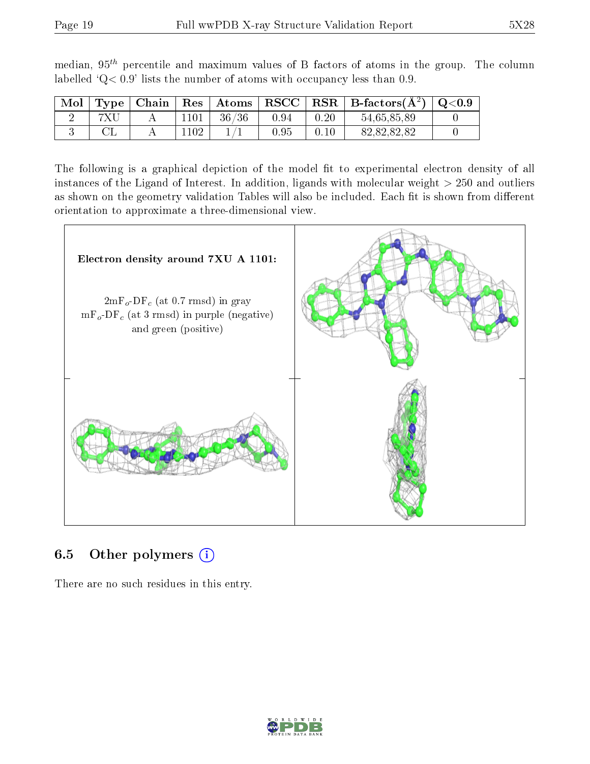median, $95^{th}$ percentile and maximum values of B factors of atoms in the group. The column labelled 'Q< 0.9' lists the number of atoms with occupancy less than 0.9.

| Mol | Type | Chain | Res | Atoms | RSCC | RSR | B-factors($Å^2$) | Q<0.9 |
|---|---|---|---|---|---|---|---|---|
| 2 | 7XU | A | 1101 | 36/36 | 0.94 | 0.20 | 54,65,85,89 | 0 |
| 3 | CL | A | 1102 | 1/1 | 0.95 | 0.10 | 82,82,82,82 | 0 |

The following is a graphical depiction of the model fit to experimental electron density of all instances of the Ligand of Interest. In addition, ligands with molecular weight > 250 and outliers as shown on the geometry validation Tables will also be included. Each fit is shown from different orientation to approximate a three-dimensional view.

**Electron density around 7XU A 1101:**

$2mF_o$-$DF_c$ (at 0.7 rmsd) in gray
$mF_o$-$DF_c$ (at 3 rmsd) in purple (negative)
and green (positive)

## 6.5 Other polymers

There are no such residues in this entry.